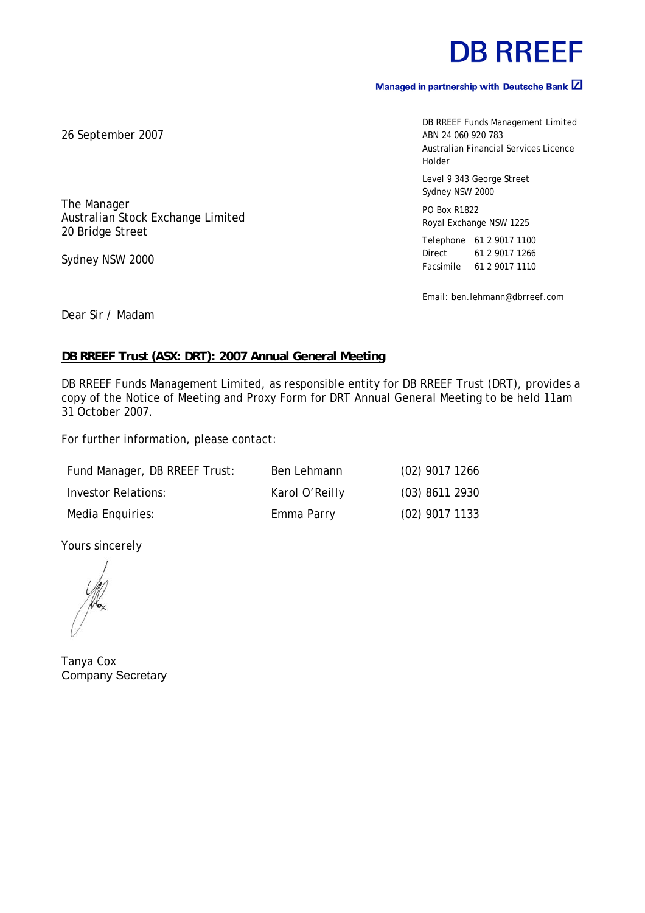# DB RREEF

**Managed in partnership with Deutsche Bank**

DB RREEF Funds Management Limited
ABN 24 060 920 783
Australian Financial Services Licence Holder

Level 9 343 George Street
Sydney NSW 2000

PO Box R1822
Royal Exchange NSW 1225

Telephone 61 2 9017 1100
Direct 61 2 9017 1266
Facsimile 61 2 9017 1110

Email: ben.lehmann@dbrreef.com

26 September 2007

The Manager
Australian Stock Exchange Limited
20 Bridge Street

Sydney NSW 2000

Dear Sir / Madam

**DB RREEF Trust (ASX: DRT): 2007 Annual General Meeting**

DB RREEF Funds Management Limited, as responsible entity for DB RREEF Trust (DRT), provides a copy of the Notice of Meeting and Proxy Form for DRT Annual General Meeting to be held 11am 31 October 2007.

For further information, please contact:

| | | |
|---|---|---|
| Fund Manager, DB RREEF Trust: | Ben Lehmann | (02) 9017 1266 |
| Investor Relations: | Karol O'Reilly | (03) 8611 2930 |
| Media Enquiries: | Emma Parry | (02) 9017 1133 |

Yours sincerely

Tanya Cox
Company Secretary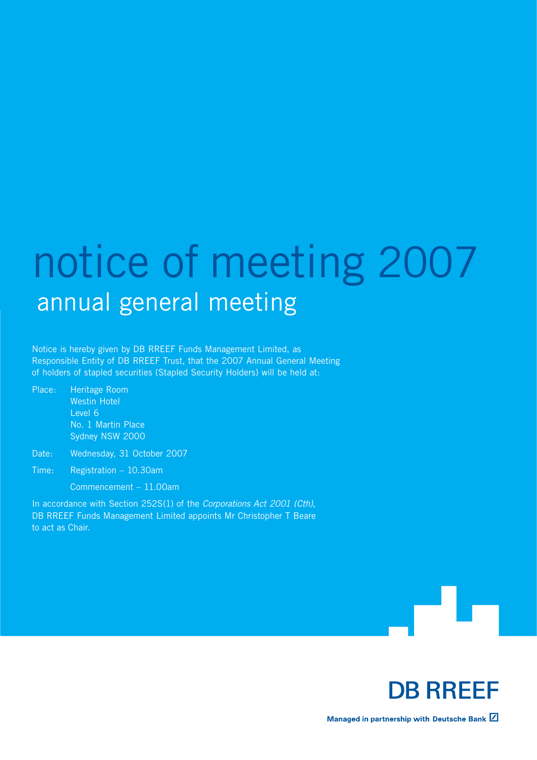# notice of meeting 2007

## annual general meeting

Notice is hereby given by DB RREEF Funds Management Limited, as Responsible Entity of DB RREEF Trust, that the 2007 Annual General Meeting of holders of stapled securities (Stapled Security Holders) will be held at:

Place: Heritage Room
Westin Hotel
Level 6
No. 1 Martin Place
Sydney NSW 2000

Date: Wednesday, 31 October 2007

Time: Registration – 10.30am

Commencement – 11.00am

In accordance with Section 252S(1) of the *Corporations Act 2001 (Cth)*, DB RREEF Funds Management Limited appoints Mr Christopher T Beare to act as Chair.

**DB RREEF**

**Managed in partnership with Deutsche Bank**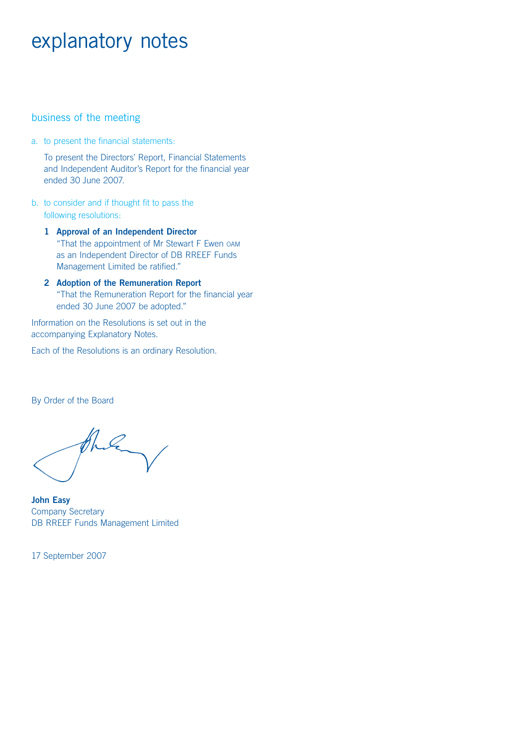# explanatory notes

## business of the meeting

a. to present the financial statements:

To present the Directors' Report, Financial Statements and Independent Auditor's Report for the financial year ended 30 June 2007.

b. to consider and if thought fit to pass the following resolutions:

**1 Approval of an Independent Director**
"That the appointment of Mr Stewart F Ewen OAM as an Independent Director of DB RREEF Funds Management Limited be ratified."

**2 Adoption of the Remuneration Report**
"That the Remuneration Report for the financial year ended 30 June 2007 be adopted."

Information on the Resolutions is set out in the accompanying Explanatory Notes.

Each of the Resolutions is an ordinary Resolution.

By Order of the Board

**John Easy**
Company Secretary
DB RREEF Funds Management Limited

17 September 2007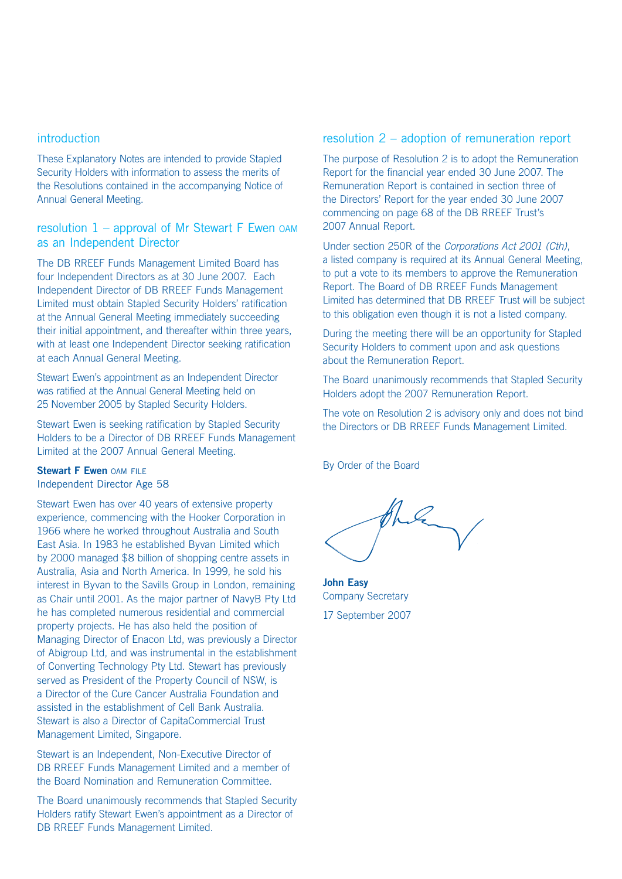## introduction

These Explanatory Notes are intended to provide Stapled Security Holders with information to assess the merits of the Resolutions contained in the accompanying Notice of Annual General Meeting.

## resolution 1 – approval of Mr Stewart F Ewen OAM as an Independent Director

The DB RREEF Funds Management Limited Board has four Independent Directors as at 30 June 2007. Each Independent Director of DB RREEF Funds Management Limited must obtain Stapled Security Holders' ratification at the Annual General Meeting immediately succeeding their initial appointment, and thereafter within three years, with at least one Independent Director seeking ratification at each Annual General Meeting.

Stewart Ewen's appointment as an Independent Director was ratified at the Annual General Meeting held on 25 November 2005 by Stapled Security Holders.

Stewart Ewen is seeking ratification by Stapled Security Holders to be a Director of DB RREEF Funds Management Limited at the 2007 Annual General Meeting.

**Stewart F Ewen** OAM FILE
Independent Director Age 58

Stewart Ewen has over 40 years of extensive property experience, commencing with the Hooker Corporation in 1966 where he worked throughout Australia and South East Asia. In 1983 he established Byvan Limited which by 2000 managed $8 billion of shopping centre assets in Australia, Asia and North America. In 1999, he sold his interest in Byvan to the Savills Group in London, remaining as Chair until 2001. As the major partner of NavyB Pty Ltd he has completed numerous residential and commercial property projects. He has also held the position of Managing Director of Enacon Ltd, was previously a Director of Abigroup Ltd, and was instrumental in the establishment of Converting Technology Pty Ltd. Stewart has previously served as President of the Property Council of NSW, is a Director of the Cure Cancer Australia Foundation and assisted in the establishment of Cell Bank Australia. Stewart is also a Director of CapitaCommercial Trust Management Limited, Singapore.

Stewart is an Independent, Non-Executive Director of DB RREEF Funds Management Limited and a member of the Board Nomination and Remuneration Committee.

The Board unanimously recommends that Stapled Security Holders ratify Stewart Ewen's appointment as a Director of DB RREEF Funds Management Limited.

## resolution 2 – adoption of remuneration report

The purpose of Resolution 2 is to adopt the Remuneration Report for the financial year ended 30 June 2007. The Remuneration Report is contained in section three of the Directors' Report for the year ended 30 June 2007 commencing on page 68 of the DB RREEF Trust's 2007 Annual Report.

Under section 250R of the *Corporations Act 2001 (Cth)*, a listed company is required at its Annual General Meeting, to put a vote to its members to approve the Remuneration Report. The Board of DB RREEF Funds Management Limited has determined that DB RREEF Trust will be subject to this obligation even though it is not a listed company.

During the meeting there will be an opportunity for Stapled Security Holders to comment upon and ask questions about the Remuneration Report.

The Board unanimously recommends that Stapled Security Holders adopt the 2007 Remuneration Report.

The vote on Resolution 2 is advisory only and does not bind the Directors or DB RREEF Funds Management Limited.

By Order of the Board

**John Easy**
Company Secretary

17 September 2007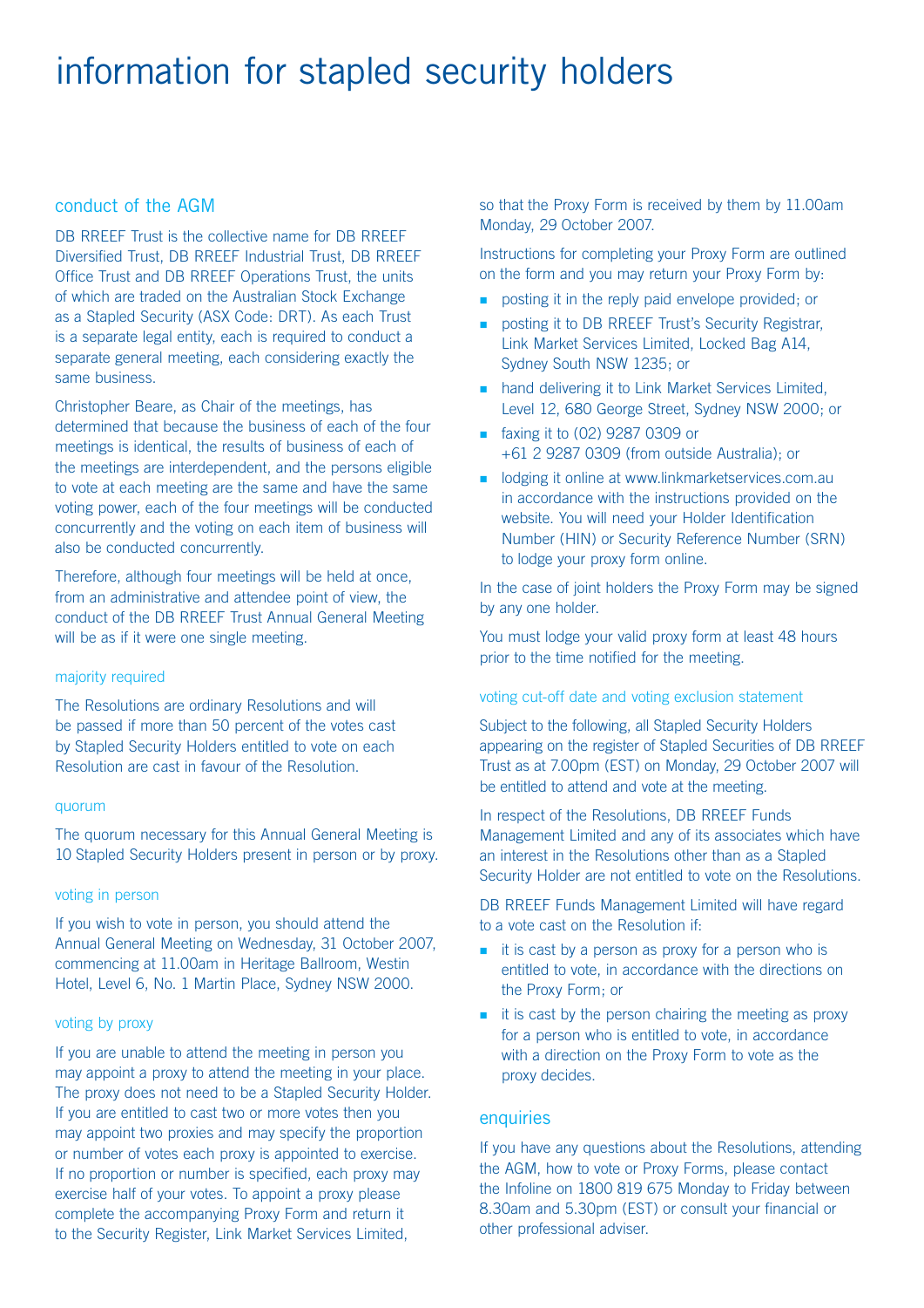# information for stapled security holders

## conduct of the AGM

DB RREEF Trust is the collective name for DB RREEF Diversified Trust, DB RREEF Industrial Trust, DB RREEF Office Trust and DB RREEF Operations Trust, the units of which are traded on the Australian Stock Exchange as a Stapled Security (ASX Code: DRT). As each Trust is a separate legal entity, each is required to conduct a separate general meeting, each considering exactly the same business.

Christopher Beare, as Chair of the meetings, has determined that because the business of each of the four meetings is identical, the results of business of each of the meetings are interdependent, and the persons eligible to vote at each meeting are the same and have the same voting power, each of the four meetings will be conducted concurrently and the voting on each item of business will also be conducted concurrently.

Therefore, although four meetings will be held at once, from an administrative and attendee point of view, the conduct of the DB RREEF Trust Annual General Meeting will be as if it were one single meeting.

### majority required

The Resolutions are ordinary Resolutions and will be passed if more than 50 percent of the votes cast by Stapled Security Holders entitled to vote on each Resolution are cast in favour of the Resolution.

### quorum

The quorum necessary for this Annual General Meeting is 10 Stapled Security Holders present in person or by proxy.

### voting in person

If you wish to vote in person, you should attend the Annual General Meeting on Wednesday, 31 October 2007, commencing at 11.00am in Heritage Ballroom, Westin Hotel, Level 6, No. 1 Martin Place, Sydney NSW 2000.

### voting by proxy

If you are unable to attend the meeting in person you may appoint a proxy to attend the meeting in your place. The proxy does not need to be a Stapled Security Holder. If you are entitled to cast two or more votes then you may appoint two proxies and may specify the proportion or number of votes each proxy is appointed to exercise. If no proportion or number is specified, each proxy may exercise half of your votes. To appoint a proxy please complete the accompanying Proxy Form and return it to the Security Register, Link Market Services Limited, so that the Proxy Form is received by them by 11.00am Monday, 29 October 2007.

Instructions for completing your Proxy Form are outlined on the form and you may return your Proxy Form by:

- posting it in the reply paid envelope provided; or
- posting it to DB RREEF Trust's Security Registrar, Link Market Services Limited, Locked Bag A14, Sydney South NSW 1235; or
- hand delivering it to Link Market Services Limited, Level 12, 680 George Street, Sydney NSW 2000; or
- faxing it to (02) 9287 0309 or +61 2 9287 0309 (from outside Australia); or
- lodging it online at www.linkmarketservices.com.au in accordance with the instructions provided on the website. You will need your Holder Identification Number (HIN) or Security Reference Number (SRN) to lodge your proxy form online.

In the case of joint holders the Proxy Form may be signed by any one holder.

You must lodge your valid proxy form at least 48 hours prior to the time notified for the meeting.

### voting cut-off date and voting exclusion statement

Subject to the following, all Stapled Security Holders appearing on the register of Stapled Securities of DB RREEF Trust as at 7.00pm (EST) on Monday, 29 October 2007 will be entitled to attend and vote at the meeting.

In respect of the Resolutions, DB RREEF Funds Management Limited and any of its associates which have an interest in the Resolutions other than as a Stapled Security Holder are not entitled to vote on the Resolutions.

DB RREEF Funds Management Limited will have regard to a vote cast on the Resolution if:

- it is cast by a person as proxy for a person who is entitled to vote, in accordance with the directions on the Proxy Form; or
- it is cast by the person chairing the meeting as proxy for a person who is entitled to vote, in accordance with a direction on the Proxy Form to vote as the proxy decides.

## enquiries

If you have any questions about the Resolutions, attending the AGM, how to vote or Proxy Forms, please contact the Infoline on 1800 819 675 Monday to Friday between 8.30am and 5.30pm (EST) or consult your financial or other professional adviser.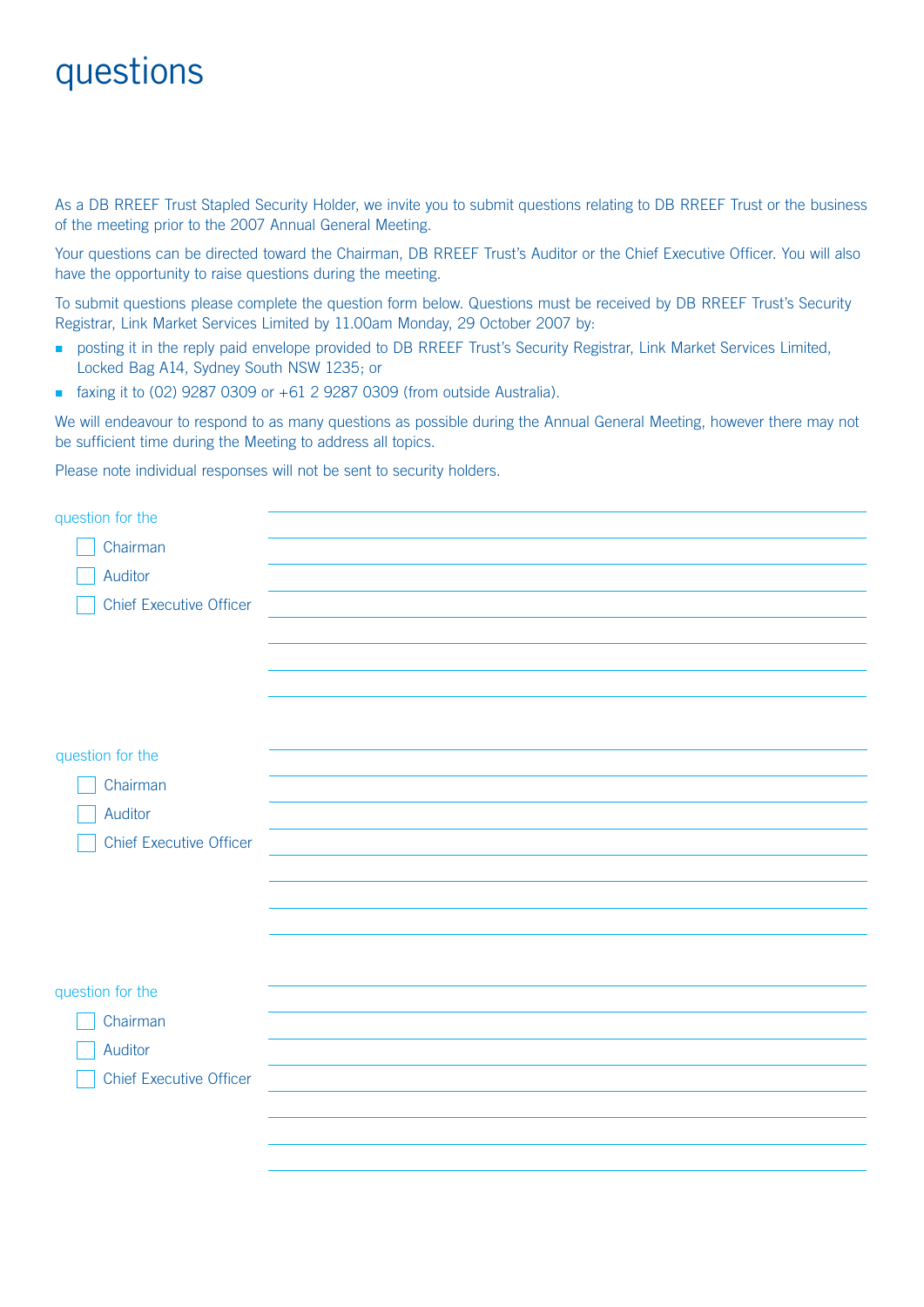# questions

As a DB RREEF Trust Stapled Security Holder, we invite you to submit questions relating to DB RREEF Trust or the business of the meeting prior to the 2007 Annual General Meeting.

Your questions can be directed toward the Chairman, DB RREEF Trust's Auditor or the Chief Executive Officer. You will also have the opportunity to raise questions during the meeting.

To submit questions please complete the question form below. Questions must be received by DB RREEF Trust's Security Registrar, Link Market Services Limited by 11.00am Monday, 29 October 2007 by:

- posting it in the reply paid envelope provided to DB RREEF Trust's Security Registrar, Link Market Services Limited, Locked Bag A14, Sydney South NSW 1235; or
- faxing it to (02) 9287 0309 or +61 2 9287 0309 (from outside Australia).

We will endeavour to respond to as many questions as possible during the Annual General Meeting, however there may not be sufficient time during the Meeting to address all topics.

Please note individual responses will not be sent to security holders.

question for the

- ☐ Chairman
- ☐ Auditor
- ☐ Chief Executive Officer

question for the

- ☐ Chairman
- ☐ Auditor
- ☐ Chief Executive Officer

question for the

- ☐ Chairman
- ☐ Auditor
- ☐ Chief Executive Officer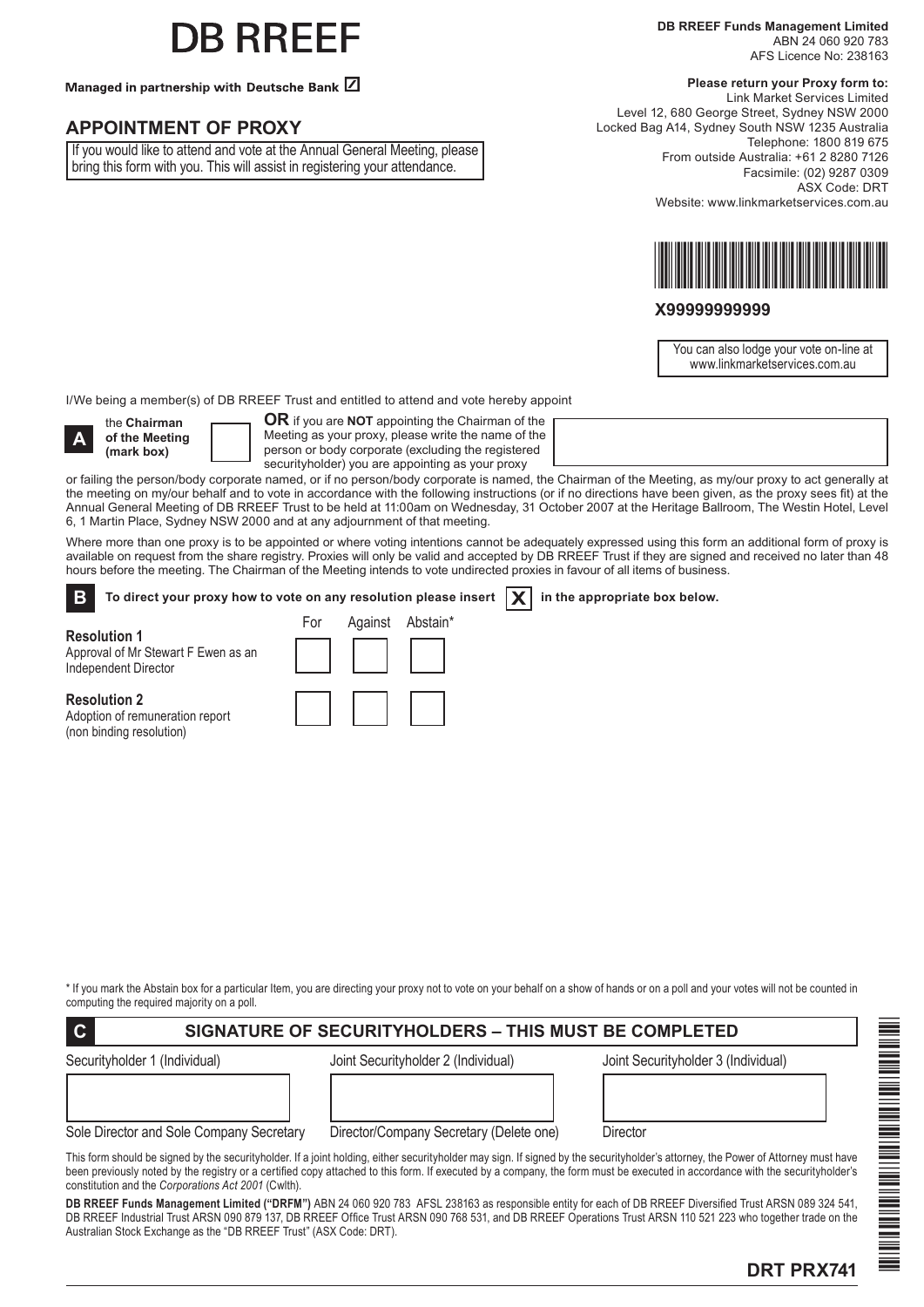# DB RREEF

**Managed in partnership with Deutsche Bank**

**DB RREEF Funds Management Limited**
ABN 24 060 920 783
AFS Licence No: 238163

## APPOINTMENT OF PROXY

If you would like to attend and vote at the Annual General Meeting, please bring this form with you. This will assist in registering your attendance.

**Please return your Proxy form to:**
Link Market Services Limited
Level 12, 680 George Street, Sydney NSW 2000
Locked Bag A14, Sydney South NSW 1235 Australia
Telephone: 1800 819 675
From outside Australia: +61 2 8280 7126
Facsimile: (02) 9287 0309
ASX Code: DRT
Website: www.linkmarketservices.com.au

**X99999999999**

You can also lodge your vote on-line at www.linkmarketservices.com.au

I/We being a member(s) of DB RREEF Trust and entitled to attend and vote hereby appoint

**A** the **Chairman of the Meeting (mark box)** ☐ **OR** if you are **NOT** appointing the Chairman of the Meeting as your proxy, please write the name of the person or body corporate (excluding the registered securityholder) you are appointing as your proxy

or failing the person/body corporate named, or if no person/body corporate is named, the Chairman of the Meeting, as my/our proxy to act generally at the meeting on my/our behalf and to vote in accordance with the following instructions (or if no directions have been given, as the proxy sees fit) at the Annual General Meeting of DB RREEF Trust to be held at 11:00am on Wednesday, 31 October 2007 at the Heritage Ballroom, The Westin Hotel, Level 6, 1 Martin Place, Sydney NSW 2000 and at any adjournment of that meeting.

Where more than one proxy is to be appointed or where voting intentions cannot be adequately expressed using this form an additional form of proxy is available on request from the share registry. Proxies will only be valid and accepted by DB RREEF Trust if they are signed and received no later than 48 hours before the meeting. The Chairman of the Meeting intends to vote undirected proxies in favour of all items of business.

**B** **To direct your proxy how to vote on any resolution please insert X in the appropriate box below.**

| | For | Against | Abstain* |
|---|---|---|---|
| **Resolution 1** Approval of Mr Stewart F Ewen as an Independent Director | ☐ | ☐ | ☐ |
| **Resolution 2** Adoption of remuneration report (non binding resolution) | ☐ | ☐ | ☐ |

\* If you mark the Abstain box for a particular Item, you are directing your proxy not to vote on your behalf on a show of hands or on a poll and your votes will not be counted in computing the required majority on a poll.

**C** **SIGNATURE OF SECURITYHOLDERS – THIS MUST BE COMPLETED**

| Securityholder 1 (Individual) | Joint Securityholder 2 (Individual) | Joint Securityholder 3 (Individual) |
|---|---|---|
| | | |
| Sole Director and Sole Company Secretary | Director/Company Secretary (Delete one) | Director |

This form should be signed by the securityholder. If a joint holding, either securityholder may sign. If signed by the securityholder's attorney, the Power of Attorney must have been previously noted by the registry or a certified copy attached to this form. If executed by a company, the form must be executed in accordance with the securityholder's constitution and the *Corporations Act 2001* (Cwlth).

**DB RREEF Funds Management Limited ("DRFM")** ABN 24 060 920 783 AFSL 238163 as responsible entity for each of DB RREEF Diversified Trust ARSN 089 324 541, DB RREEF Industrial Trust ARSN 090 879 137, DB RREEF Office Trust ARSN 090 768 531, and DB RREEF Operations Trust ARSN 110 521 223 who together trade on the Australian Stock Exchange as the "DB RREEF Trust" (ASX Code: DRT).

**DRT PRX741**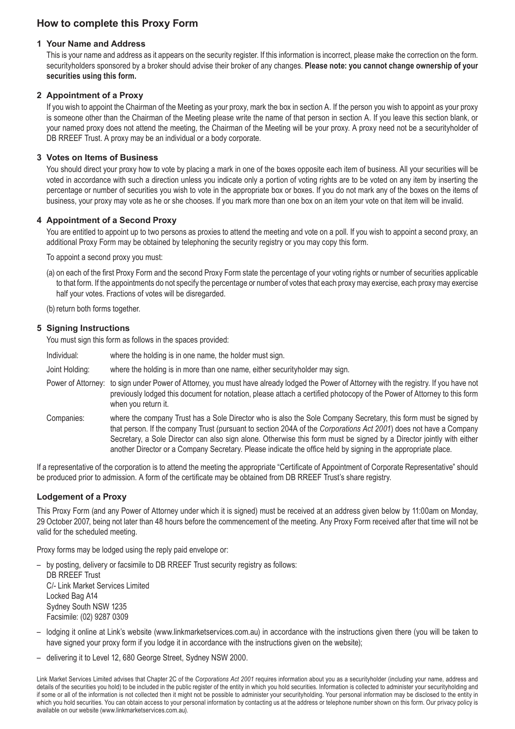## How to complete this Proxy Form

### 1 Your Name and Address

This is your name and address as it appears on the security register. If this information is incorrect, please make the correction on the form. securityholders sponsored by a broker should advise their broker of any changes. **Please note: you cannot change ownership of your securities using this form.**

### 2 Appointment of a Proxy

If you wish to appoint the Chairman of the Meeting as your proxy, mark the box in section A. If the person you wish to appoint as your proxy is someone other than the Chairman of the Meeting please write the name of that person in section A. If you leave this section blank, or your named proxy does not attend the meeting, the Chairman of the Meeting will be your proxy. A proxy need not be a securityholder of DB RREEF Trust. A proxy may be an individual or a body corporate.

### 3 Votes on Items of Business

You should direct your proxy how to vote by placing a mark in one of the boxes opposite each item of business. All your securities will be voted in accordance with such a direction unless you indicate only a portion of voting rights are to be voted on any item by inserting the percentage or number of securities you wish to vote in the appropriate box or boxes. If you do not mark any of the boxes on the items of business, your proxy may vote as he or she chooses. If you mark more than one box on an item your vote on that item will be invalid.

### 4 Appointment of a Second Proxy

You are entitled to appoint up to two persons as proxies to attend the meeting and vote on a poll. If you wish to appoint a second proxy, an additional Proxy Form may be obtained by telephoning the security registry or you may copy this form.

To appoint a second proxy you must:

(a) on each of the first Proxy Form and the second Proxy Form state the percentage of your voting rights or number of securities applicable to that form. If the appointments do not specify the percentage or number of votes that each proxy may exercise, each proxy may exercise half your votes. Fractions of votes will be disregarded.

(b) return both forms together.

### 5 Signing Instructions

You must sign this form as follows in the spaces provided:

| | |
|---|---|
| Individual: | where the holding is in one name, the holder must sign. |
| Joint Holding: | where the holding is in more than one name, either securityholder may sign. |
| Power of Attorney: | to sign under Power of Attorney, you must have already lodged the Power of Attorney with the registry. If you have not previously lodged this document for notation, please attach a certified photocopy of the Power of Attorney to this form when you return it. |
| Companies: | where the company Trust has a Sole Director who is also the Sole Company Secretary, this form must be signed by that person. If the company Trust (pursuant to section 204A of the *Corporations Act 2001*) does not have a Company Secretary, a Sole Director can also sign alone. Otherwise this form must be signed by a Director jointly with either another Director or a Company Secretary. Please indicate the office held by signing in the appropriate place. |

If a representative of the corporation is to attend the meeting the appropriate "Certificate of Appointment of Corporate Representative" should be produced prior to admission. A form of the certificate may be obtained from DB RREEF Trust's share registry.

### Lodgement of a Proxy

This Proxy Form (and any Power of Attorney under which it is signed) must be received at an address given below by 11:00am on Monday, 29 October 2007, being not later than 48 hours before the commencement of the meeting. Any Proxy Form received after that time will not be valid for the scheduled meeting.

Proxy forms may be lodged using the reply paid envelope or:

– by posting, delivery or facsimile to DB RREEF Trust security registry as follows:
  DB RREEF Trust
  C/- Link Market Services Limited
  Locked Bag A14
  Sydney South NSW 1235
  Facsimile: (02) 9287 0309

– lodging it online at Link's website (www.linkmarketservices.com.au) in accordance with the instructions given there (you will be taken to have signed your proxy form if you lodge it in accordance with the instructions given on the website);

– delivering it to Level 12, 680 George Street, Sydney NSW 2000.

Link Market Services Limited advises that Chapter 2C of the *Corporations Act 2001* requires information about you as a securityholder (including your name, address and details of the securities you hold) to be included in the public register of the entity in which you hold securities. Information is collected to administer your securityholding and if some or all of the information is not collected then it might not be possible to administer your securityholding. Your personal information may be disclosed to the entity in which you hold securities. You can obtain access to your personal information by contacting us at the address or telephone number shown on this form. Our privacy policy is available on our website (www.linkmarketservices.com.au).